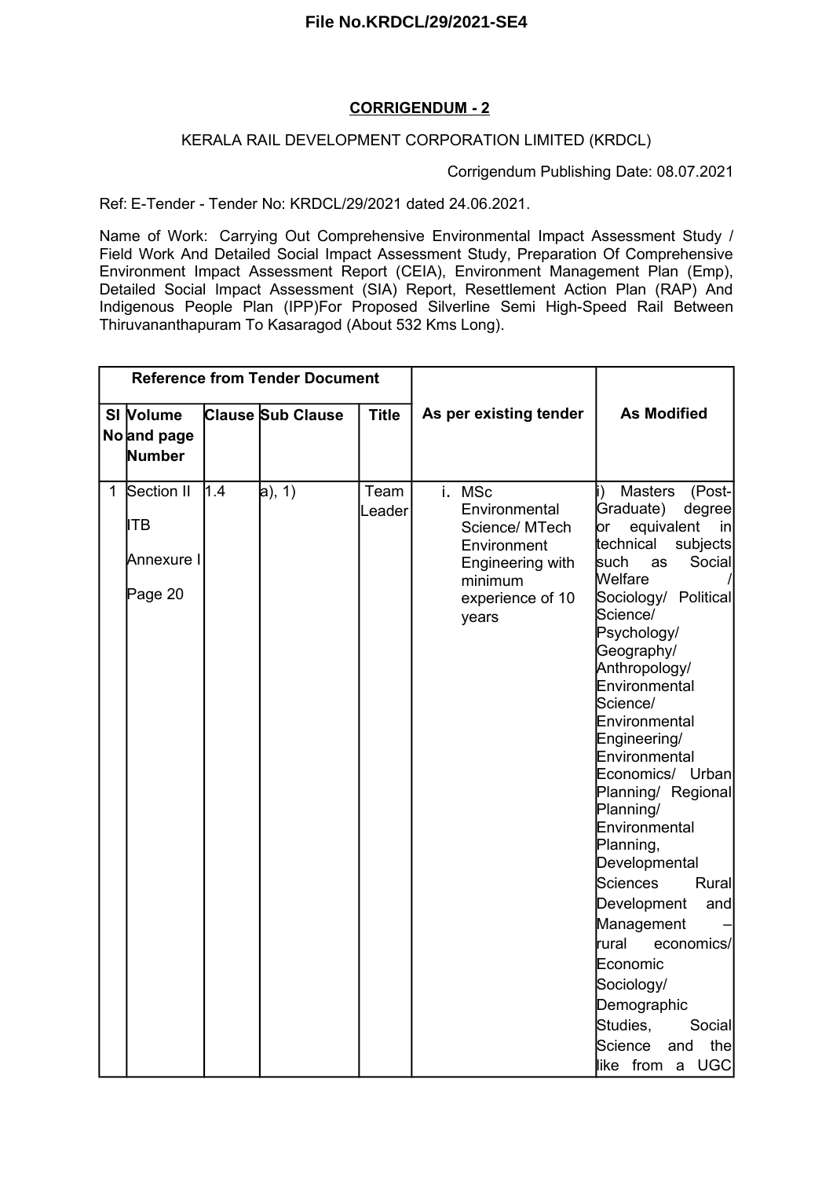File No.KRDCL/29/2021-SE4

**CORRIGENDUM - 2**

KERALA RAIL DEVELOPMENT CORPORATION LIMITED (KRDCL)

Corrigendum Publishing Date: 08.07.2021

Ref: E-Tender - Tender No: KRDCL/29/2021 dated 24.06.2021.

Name of Work: Carrying Out Comprehensive Environmental Impact Assessment Study / Field Work And Detailed Social Impact Assessment Study, Preparation Of Comprehensive Environment Impact Assessment Report (CEIA), Environment Management Plan (Emp), Detailed Social Impact Assessment (SIA) Report, Resettlement Action Plan (RAP) And Indigenous People Plan (IPP)For Proposed Silverline Semi High-Speed Rail Between Thiruvananthapuram To Kasaragod (About 532 Kms Long).

| Reference from Tender Document | | | | | As per existing tender | As Modified |
|---|---|---|---|---|---|---|
| Sl No | Volume and page Number | Clause | Sub Clause | Title | | |
| 1 | Section II<br>ITB<br>Annexure I<br>Page 20 | 1.4 | a), 1) | Team Leader | i. MSc Environmental Science/ MTech Environment Engineering with minimum experience of 10 years | i) Masters (Post-Graduate) degree or equivalent in technical subjects such as Social Welfare / Sociology/ Political Science/ Psychology/ Geography/ Anthropology/ Environmental Science/ Environmental Engineering/ Environmental Economics/ Urban Planning/ Regional Planning/ Environmental Planning, Developmental Sciences Rural Development and Management – rural economics/ Economic Sociology/ Demographic Studies, Social Science and the like from a UGC |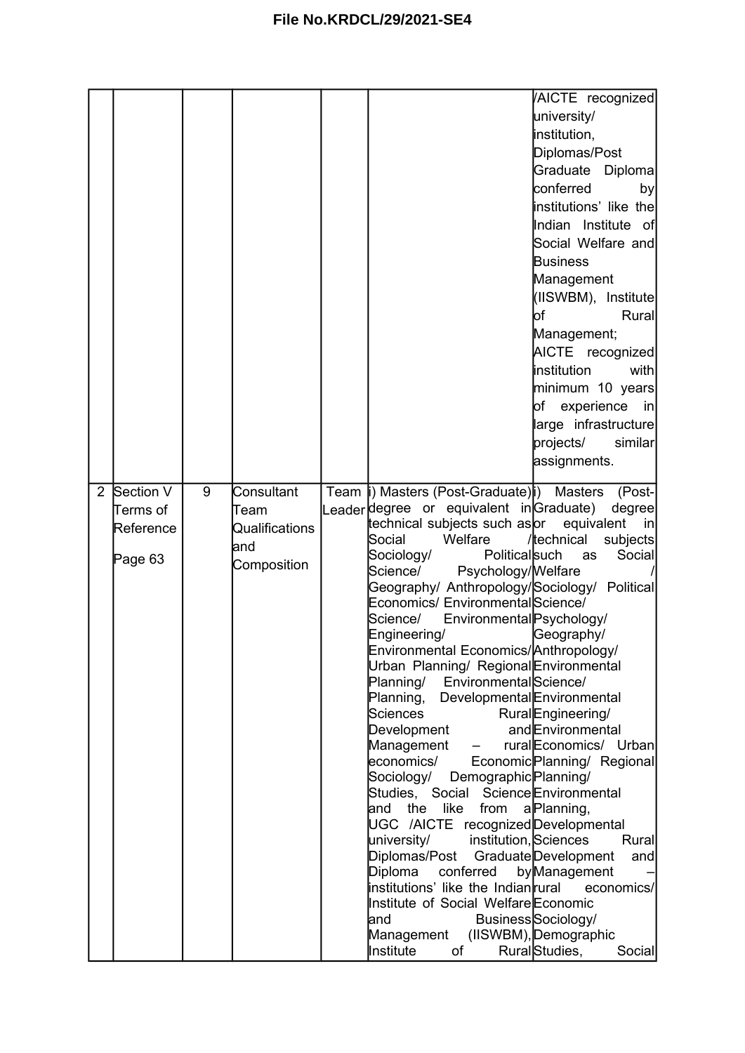# File No.KRDCL/29/2021-SE4

| | | | | | | |
|---|---|---|---|---|---|---|
| | | | | | | /AICTE recognized university/ institution, Diplomas/Post Graduate Diploma conferred by institutions' like the Indian Institute of Social Welfare and Business Management (IISWBM), Institute of Rural Management; AICTE recognized institution with minimum 10 years of experience in large infrastructure projects/ similar assignments. |
| 2 | Section V Terms of Reference<br><br>Page 63 | 9 | Consultant Team Qualifications and Composition | Team Leader | i) Masters (Post-Graduate) degree or equivalent in technical subjects such as Social Welfare / Sociology/ Political Science/ Psychology/ Geography/ Anthropology/ Economics/ Environmental Science/ Environmental Engineering/ Environmental Economics/ Urban Planning/ Regional Planning/ Environmental Planning, Developmental Sciences Rural Development and Management – rural economics/ Economic Sociology/ Demographic Studies, Social Science and the like from a UGC /AICTE recognized university/ institution, Diplomas/Post Graduate Diploma conferred by institutions' like the Indian Institute of Social Welfare and Business Management (IISWBM), Institute of Rural | i) Masters (Post-Graduate) degree or equivalent in technical subjects such as Social Welfare / Sociology/ Political Science/ Psychology/ Geography/ Anthropology/ Environmental Science/ Environmental Engineering/ Environmental Economics/ Urban Planning/ Regional Planning/ Environmental Planning, Developmental Sciences Rural Development and Management – rural economics/ Economic Sociology/ Demographic Studies, Social |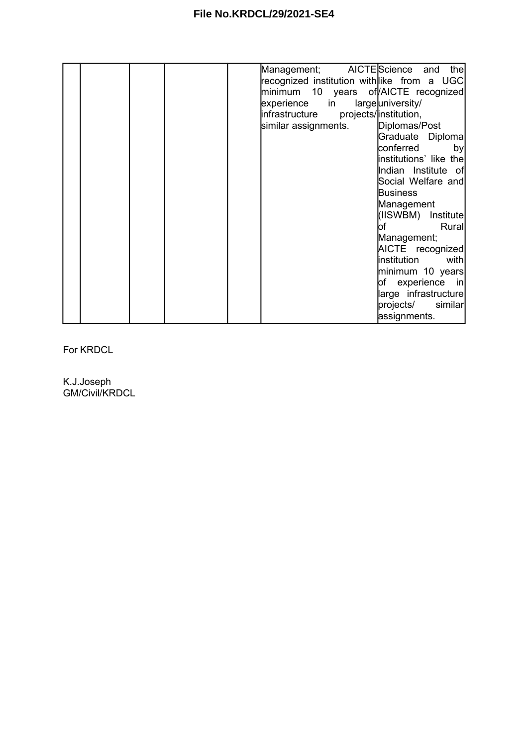# File No.KRDCL/29/2021-SE4

| | | | | | | |
|---|---|---|---|---|---|---|
| | | | | | Management; AICTE recognized institution with minimum 10 years of experience in large infrastructure projects/ similar assignments. | Science and the like from a UGC /AICTE recognized university/ institution, Diplomas/Post Graduate Diploma conferred by institutions' like the Indian Institute of Social Welfare and Business Management (IISWBM) Institute of Rural Management; AICTE recognized institution with minimum 10 years of experience in large infrastructure projects/ similar assignments. |

For KRDCL

K.J.Joseph
GM/Civil/KRDCL